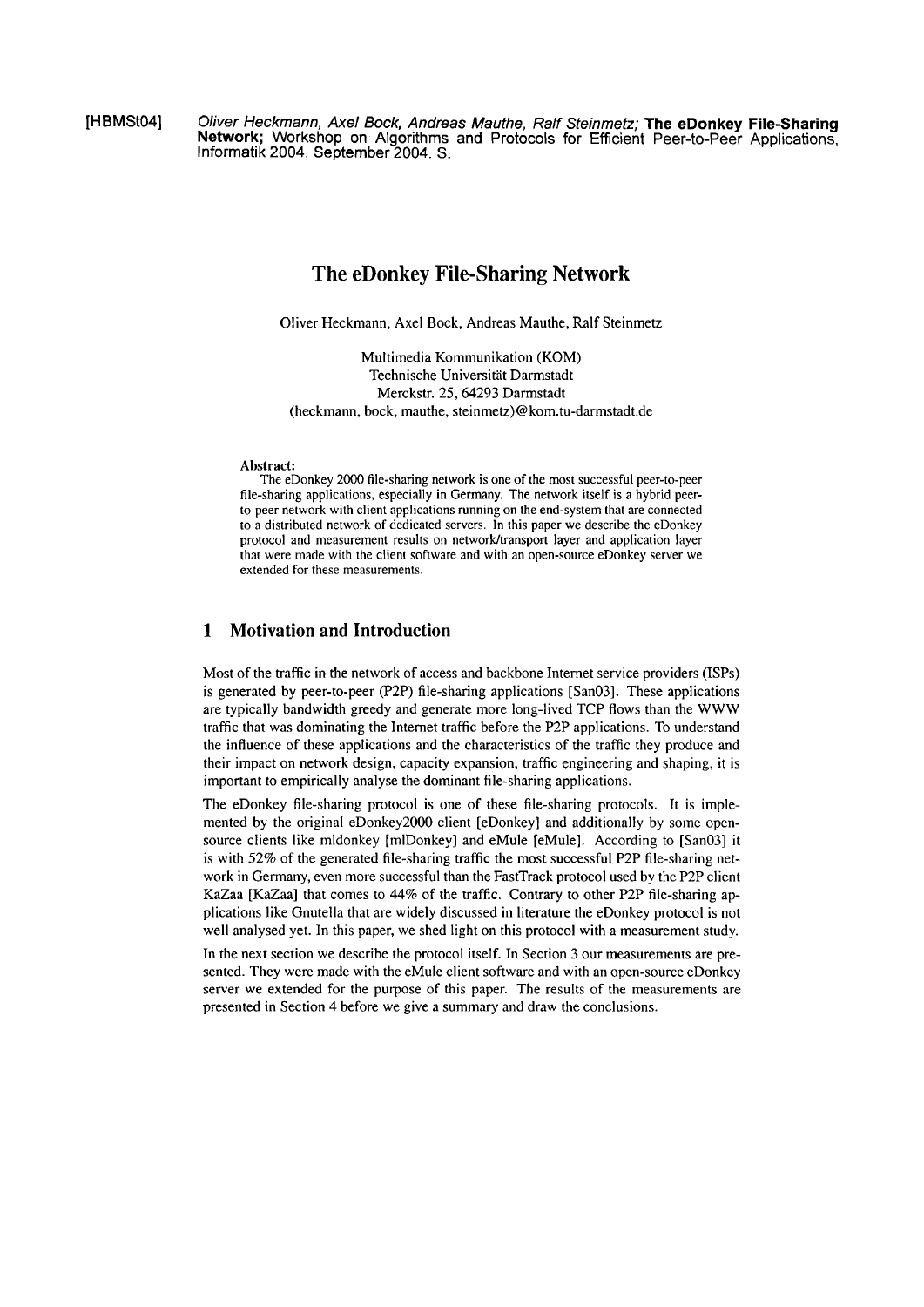[HBMSt04] *Oliver Heckmann, Axel Bock, Andreas Mauthe, Ralf Steinmetz;* **The eDonkey File-Sharing Network;** Workshop on Algorithms and Protocols for Efficient Peer-to-Peer Applications, Informatik 2004, September 2004. S.

# The eDonkey File-Sharing Network

Oliver Heckmann, Axel Bock, Andreas Mauthe, Ralf Steinmetz

Multimedia Kommunikation (KOM)
Technische Universität Darmstadt
Merckstr. 25, 64293 Darmstadt
(heckmann, bock, mauthe, steinmetz)@kom.tu-darmstadt.de

**Abstract:**
The eDonkey 2000 file-sharing network is one of the most successful peer-to-peer file-sharing applications, especially in Germany. The network itself is a hybrid peer-to-peer network with client applications running on the end-system that are connected to a distributed network of dedicated servers. In this paper we describe the eDonkey protocol and measurement results on network/transport layer and application layer that were made with the client software and with an open-source eDonkey server we extended for these measurements.

## 1 Motivation and Introduction

Most of the traffic in the network of access and backbone Internet service providers (ISPs) is generated by peer-to-peer (P2P) file-sharing applications [San03]. These applications are typically bandwidth greedy and generate more long-lived TCP flows than the WWW traffic that was dominating the Internet traffic before the P2P applications. To understand the influence of these applications and the characteristics of the traffic they produce and their impact on network design, capacity expansion, traffic engineering and shaping, it is important to empirically analyse the dominant file-sharing applications.

The eDonkey file-sharing protocol is one of these file-sharing protocols. It is implemented by the original eDonkey2000 client [eDonkey] and additionally by some open-source clients like mldonkey [mlDonkey] and eMule [eMule]. According to [San03] it is with 52% of the generated file-sharing traffic the most successful P2P file-sharing network in Germany, even more successful than the FastTrack protocol used by the P2P client KaZaa [KaZaa] that comes to 44% of the traffic. Contrary to other P2P file-sharing applications like Gnutella that are widely discussed in literature the eDonkey protocol is not well analysed yet. In this paper, we shed light on this protocol with a measurement study.

In the next section we describe the protocol itself. In Section 3 our measurements are presented. They were made with the eMule client software and with an open-source eDonkey server we extended for the purpose of this paper. The results of the measurements are presented in Section 4 before we give a summary and draw the conclusions.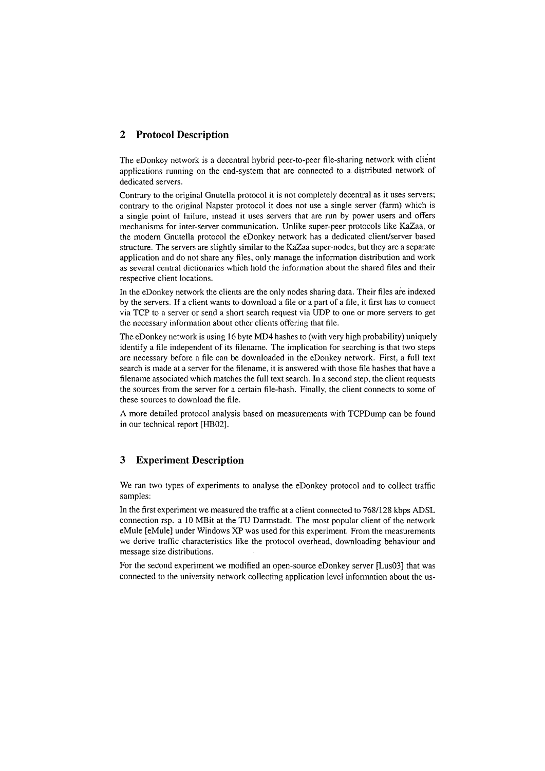## 2 Protocol Description

The eDonkey network is a decentral hybrid peer-to-peer file-sharing network with client applications running on the end-system that are connected to a distributed network of dedicated servers.

Contrary to the original Gnutella protocol it is not completely decentral as it uses servers; contrary to the original Napster protocol it does not use a single server (farm) which is a single point of failure, instead it uses servers that are run by power users and offers mechanisms for inter-server communication. Unlike super-peer protocols like KaZaa, or the modern Gnutella protocol the eDonkey network has a dedicated client/server based structure. The servers are slightly similar to the KaZaa super-nodes, but they are a separate application and do not share any files, only manage the information distribution and work as several central dictionaries which hold the information about the shared files and their respective client locations.

In the eDonkey network the clients are the only nodes sharing data. Their files are indexed by the servers. If a client wants to download a file or a part of a file, it first has to connect via TCP to a server or send a short search request via UDP to one or more servers to get the necessary information about other clients offering that file.

The eDonkey network is using 16 byte MD4 hashes to (with very high probability) uniquely identify a file independent of its filename. The implication for searching is that two steps are necessary before a file can be downloaded in the eDonkey network. First, a full text search is made at a server for the filename, it is answered with those file hashes that have a filename associated which matches the full text search. In a second step, the client requests the sources from the server for a certain file-hash. Finally, the client connects to some of these sources to download the file.

A more detailed protocol analysis based on measurements with TCPDump can be found in our technical report [HB02].

## 3 Experiment Description

We ran two types of experiments to analyse the eDonkey protocol and to collect traffic samples:

In the first experiment we measured the traffic at a client connected to 768/128 kbps ADSL connection rsp. a 10 MBit at the TU Darmstadt. The most popular client of the network eMule [eMule] under Windows XP was used for this experiment. From the measurements we derive traffic characteristics like the protocol overhead, downloading behaviour and message size distributions.

For the second experiment we modified an open-source eDonkey server [Lus03] that was connected to the university network collecting application level information about the us-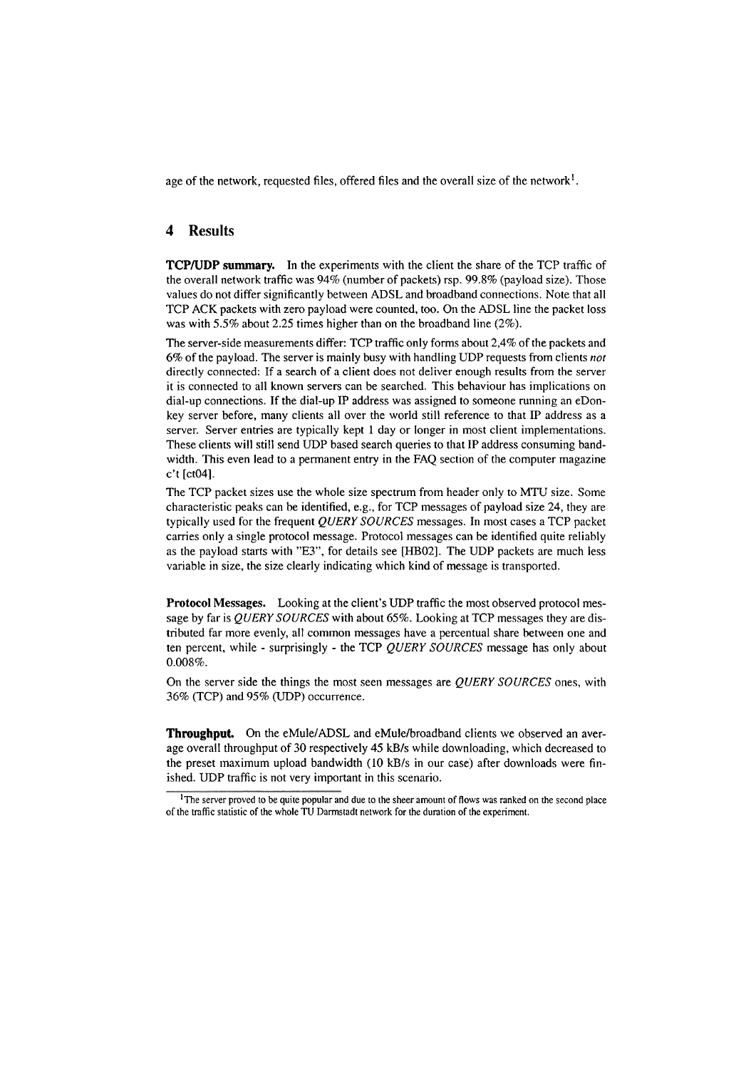age of the network, requested files, offered files and the overall size of the network[1].

## 4 Results

**TCP/UDP summary.** In the experiments with the client the share of the TCP traffic of the overall network traffic was 94% (number of packets) rsp. 99.8% (payload size). Those values do not differ significantly between ADSL and broadband connections. Note that all TCP ACK packets with zero payload were counted, too. On the ADSL line the packet loss was with 5.5% about 2.25 times higher than on the broadband line (2%).

The server-side measurements differ: TCP traffic only forms about 2,4% of the packets and 6% of the payload. The server is mainly busy with handling UDP requests from clients *not* directly connected: If a search of a client does not deliver enough results from the server it is connected to all known servers can be searched. This behaviour has implications on dial-up connections. If the dial-up IP address was assigned to someone running an eDonkey server before, many clients all over the world still reference to that IP address as a server. Server entries are typically kept 1 day or longer in most client implementations. These clients will still send UDP based search queries to that IP address consuming bandwidth. This even lead to a permanent entry in the FAQ section of the computer magazine c't [ct04].

The TCP packet sizes use the whole size spectrum from header only to MTU size. Some characteristic peaks can be identified, e.g., for TCP messages of payload size 24, they are typically used for the frequent *QUERY SOURCES* messages. In most cases a TCP packet carries only a single protocol message. Protocol messages can be identified quite reliably as the payload starts with "E3", for details see [HB02]. The UDP packets are much less variable in size, the size clearly indicating which kind of message is transported.

**Protocol Messages.** Looking at the client's UDP traffic the most observed protocol message by far is *QUERY SOURCES* with about 65%. Looking at TCP messages they are distributed far more evenly, all common messages have a percentual share between one and ten percent, while - surprisingly - the TCP *QUERY SOURCES* message has only about 0.008%.

On the server side the things the most seen messages are *QUERY SOURCES* ones, with 36% (TCP) and 95% (UDP) occurrence.

**Throughput.** On the eMule/ADSL and eMule/broadband clients we observed an average overall throughput of 30 respectively 45 kB/s while downloading, which decreased to the preset maximum upload bandwidth (10 kB/s in our case) after downloads were finished. UDP traffic is not very important in this scenario.

[1] The server proved to be quite popular and due to the sheer amount of flows was ranked on the second place of the traffic statistic of the whole TU Darmstadt network for the duration of the experiment.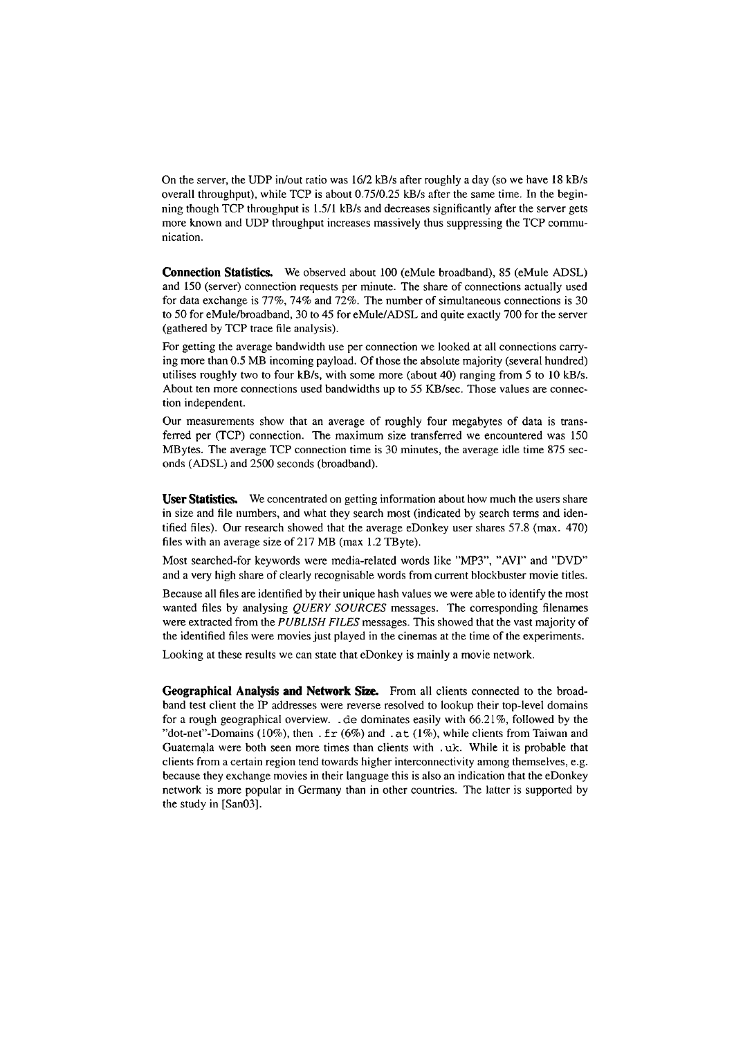On the server, the UDP in/out ratio was 16/2 kB/s after roughly a day (so we have 18 kB/s overall throughput), while TCP is about 0.75/0.25 kB/s after the same time. In the beginning though TCP throughput is 1.5/1 kB/s and decreases significantly after the server gets more known and UDP throughput increases massively thus suppressing the TCP communication.

**Connection Statistics.** We observed about 100 (eMule broadband), 85 (eMule ADSL) and 150 (server) connection requests per minute. The share of connections actually used for data exchange is 77%, 74% and 72%. The number of simultaneous connections is 30 to 50 for eMule/broadband, 30 to 45 for eMule/ADSL and quite exactly 700 for the server (gathered by TCP trace file analysis).

For getting the average bandwidth use per connection we looked at all connections carrying more than 0.5 MB incoming payload. Of those the absolute majority (several hundred) utilises roughly two to four kB/s, with some more (about 40) ranging from 5 to 10 kB/s. About ten more connections used bandwidths up to 55 KB/sec. Those values are connection independent.

Our measurements show that an average of roughly four megabytes of data is transferred per (TCP) connection. The maximum size transferred we encountered was 150 MBytes. The average TCP connection time is 30 minutes, the average idle time 875 seconds (ADSL) and 2500 seconds (broadband).

**User Statistics.** We concentrated on getting information about how much the users share in size and file numbers, and what they search most (indicated by search terms and identified files). Our research showed that the average eDonkey user shares 57.8 (max. 470) files with an average size of 217 MB (max 1.2 TByte).

Most searched-for keywords were media-related words like "MP3", "AVI" and "DVD" and a very high share of clearly recognisable words from current blockbuster movie titles.

Because all files are identified by their unique hash values we were able to identify the most wanted files by analysing *QUERY SOURCES* messages. The corresponding filenames were extracted from the *PUBLISH FILES* messages. This showed that the vast majority of the identified files were movies just played in the cinemas at the time of the experiments.

Looking at these results we can state that eDonkey is mainly a movie network.

**Geographical Analysis and Network Size.** From all clients connected to the broadband test client the IP addresses were reverse resolved to lookup their top-level domains for a rough geographical overview. `.de` dominates easily with 66.21%, followed by the "dot-net"-Domains (10%), then `.fr` (6%) and `.at` (1%), while clients from Taiwan and Guatemala were both seen more times than clients with `.uk`. While it is probable that clients from a certain region tend towards higher interconnectivity among themselves, e.g. because they exchange movies in their language this is also an indication that the eDonkey network is more popular in Germany than in other countries. The latter is supported by the study in [San03].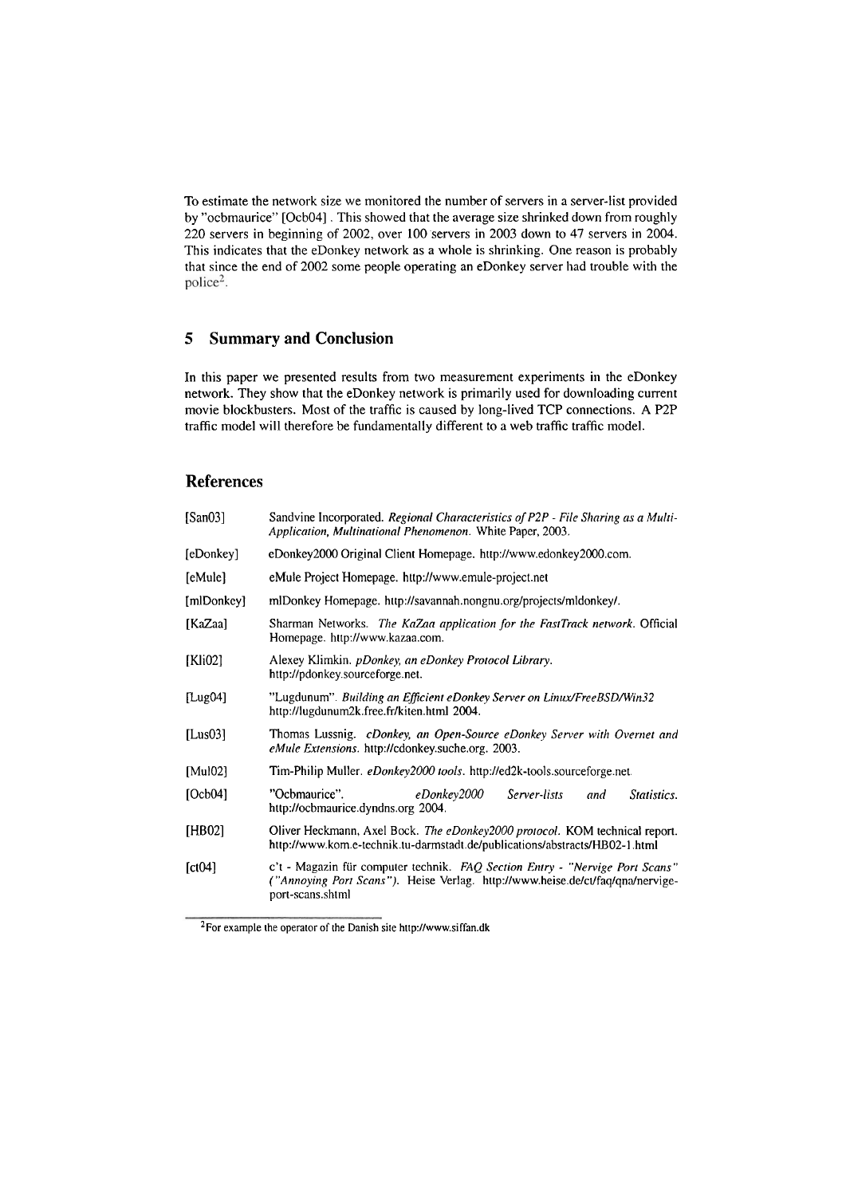To estimate the network size we monitored the number of servers in a server-list provided by "ocbmaurice" [Ocb04] . This showed that the average size shrinked down from roughly 220 servers in beginning of 2002, over 100 servers in 2003 down to 47 servers in 2004. This indicates that the eDonkey network as a whole is shrinking. One reason is probably that since the end of 2002 some people operating an eDonkey server had trouble with the police[2].

## 5 Summary and Conclusion

In this paper we presented results from two measurement experiments in the eDonkey network. They show that the eDonkey network is primarily used for downloading current movie blockbusters. Most of the traffic is caused by long-lived TCP connections. A P2P traffic model will therefore be fundamentally different to a web traffic traffic model.

## References

[San03] Sandvine Incorporated. *Regional Characteristics of P2P - File Sharing as a Multi-Application, Multinational Phenomenon.* White Paper, 2003.

[eDonkey] eDonkey2000 Original Client Homepage. http://www.edonkey2000.com.

[eMule] eMule Project Homepage. http://www.emule-project.net

[mlDonkey] mlDonkey Homepage. http://savannah.nongnu.org/projects/mldonkey/.

[KaZaa] Sharman Networks. *The KaZaa application for the FastTrack network.* Official Homepage. http://www.kazaa.com.

[Kli02] Alexey Klimkin. *pDonkey, an eDonkey Protocol Library.* http://pdonkey.sourceforge.net.

[Lug04] "Lugdunum". *Building an Efficient eDonkey Server on Linux/FreeBSD/Win32* http://lugdunum2k.free.fr/kiten.html 2004.

[Lus03] Thomas Lussnig. *cDonkey, an Open-Source eDonkey Server with Overnet and eMule Extensions.* http://cdonkey.suche.org. 2003.

[Mul02] Tim-Philip Muller. *eDonkey2000 tools.* http://ed2k-tools.sourceforge.net.

[Ocb04] "Ocbmaurice". *eDonkey2000 Server-lists and Statistics.* http://ocbmaurice.dyndns.org 2004.

[HB02] Oliver Heckmann, Axel Bock. *The eDonkey2000 protocol.* KOM technical report. http://www.kom.e-technik.tu-darmstadt.de/publications/abstracts/HB02-1.html

[ct04] c't - Magazin für computer technik. *FAQ Section Entry - "Nervige Port Scans" ("Annoying Port Scans").* Heise Verlag. http://www.heise.de/ct/faq/qna/nervige-port-scans.shtml

---

[2] For example the operator of the Danish site http://www.siffan.dk